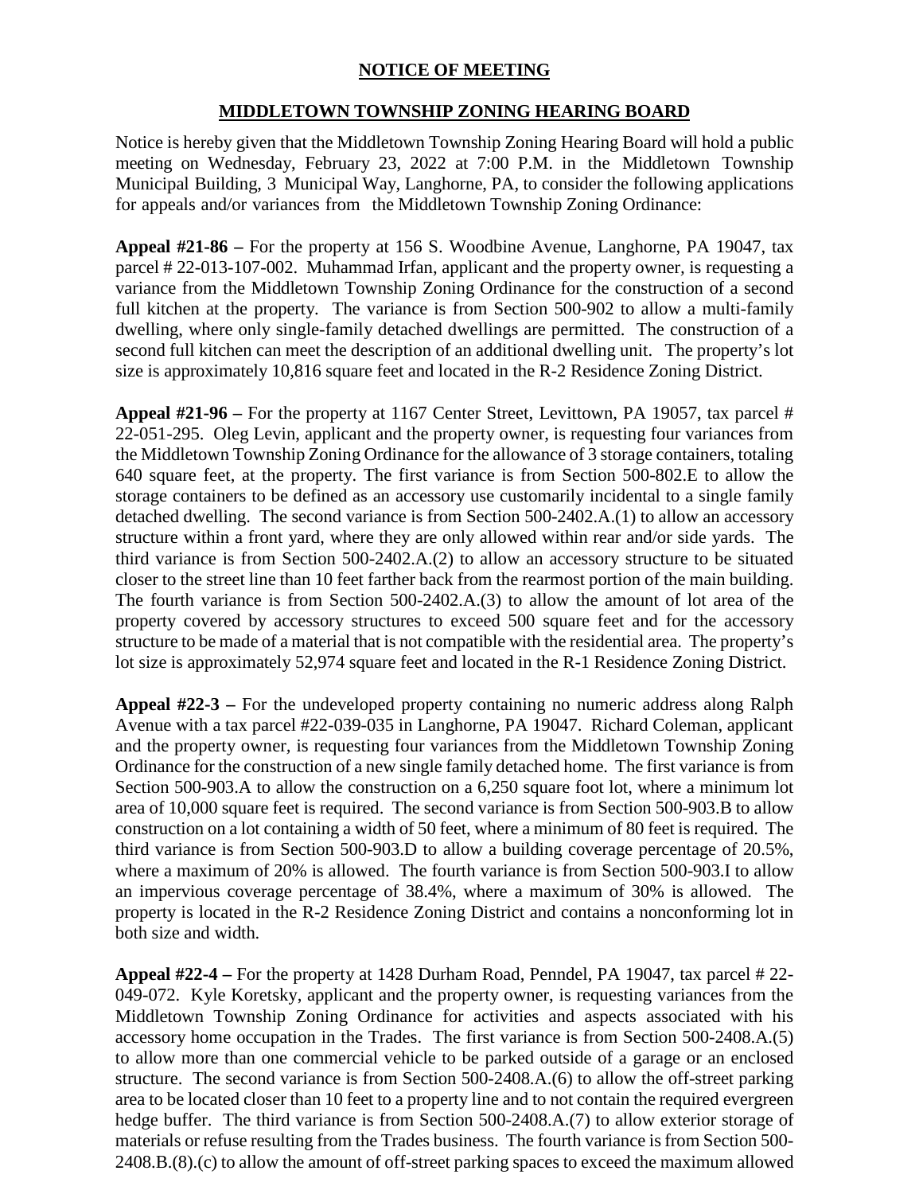# NOTICE OF MEETING

## MIDDLETOWN TOWNSHIP ZONING HEARING BOARD

Notice is hereby given that the Middletown Township Zoning Hearing Board will hold a public meeting on Wednesday, February 23, 2022 at 7:00 P.M. in the Middletown Township Municipal Building, 3 Municipal Way, Langhorne, PA, to consider the following applications for appeals and/or variances from the Middletown Township Zoning Ordinance:

**Appeal #21-86 –** For the property at 156 S. Woodbine Avenue, Langhorne, PA 19047, tax parcel # 22-013-107-002. Muhammad Irfan, applicant and the property owner, is requesting a variance from the Middletown Township Zoning Ordinance for the construction of a second full kitchen at the property. The variance is from Section 500-902 to allow a multi-family dwelling, where only single-family detached dwellings are permitted. The construction of a second full kitchen can meet the description of an additional dwelling unit. The property's lot size is approximately 10,816 square feet and located in the R-2 Residence Zoning District.

**Appeal #21-96 –** For the property at 1167 Center Street, Levittown, PA 19057, tax parcel # 22-051-295. Oleg Levin, applicant and the property owner, is requesting four variances from the Middletown Township Zoning Ordinance for the allowance of 3 storage containers, totaling 640 square feet, at the property. The first variance is from Section 500-802.E to allow the storage containers to be defined as an accessory use customarily incidental to a single family detached dwelling. The second variance is from Section 500-2402.A.(1) to allow an accessory structure within a front yard, where they are only allowed within rear and/or side yards. The third variance is from Section 500-2402.A.(2) to allow an accessory structure to be situated closer to the street line than 10 feet farther back from the rearmost portion of the main building. The fourth variance is from Section 500-2402.A.(3) to allow the amount of lot area of the property covered by accessory structures to exceed 500 square feet and for the accessory structure to be made of a material that is not compatible with the residential area. The property's lot size is approximately 52,974 square feet and located in the R-1 Residence Zoning District.

**Appeal #22-3 –** For the undeveloped property containing no numeric address along Ralph Avenue with a tax parcel #22-039-035 in Langhorne, PA 19047. Richard Coleman, applicant and the property owner, is requesting four variances from the Middletown Township Zoning Ordinance for the construction of a new single family detached home. The first variance is from Section 500-903.A to allow the construction on a 6,250 square foot lot, where a minimum lot area of 10,000 square feet is required. The second variance is from Section 500-903.B to allow construction on a lot containing a width of 50 feet, where a minimum of 80 feet is required. The third variance is from Section 500-903.D to allow a building coverage percentage of 20.5%, where a maximum of 20% is allowed. The fourth variance is from Section 500-903.I to allow an impervious coverage percentage of 38.4%, where a maximum of 30% is allowed. The property is located in the R-2 Residence Zoning District and contains a nonconforming lot in both size and width.

**Appeal #22-4 –** For the property at 1428 Durham Road, Penndel, PA 19047, tax parcel # 22-049-072. Kyle Koretsky, applicant and the property owner, is requesting variances from the Middletown Township Zoning Ordinance for activities and aspects associated with his accessory home occupation in the Trades. The first variance is from Section 500-2408.A.(5) to allow more than one commercial vehicle to be parked outside of a garage or an enclosed structure. The second variance is from Section 500-2408.A.(6) to allow the off-street parking area to be located closer than 10 feet to a property line and to not contain the required evergreen hedge buffer. The third variance is from Section 500-2408.A.(7) to allow exterior storage of materials or refuse resulting from the Trades business. The fourth variance is from Section 500-2408.B.(8).(c) to allow the amount of off-street parking spaces to exceed the maximum allowed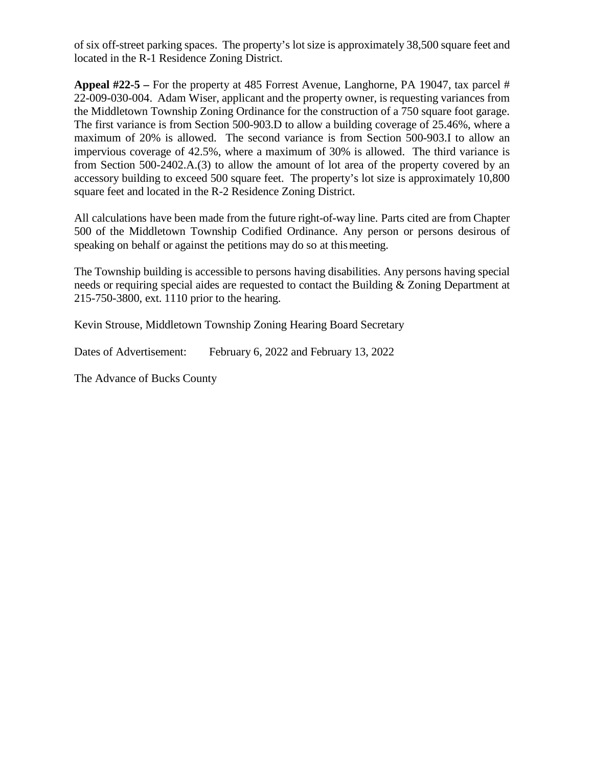of six off-street parking spaces. The property's lot size is approximately 38,500 square feet and located in the R-1 Residence Zoning District.

**Appeal #22-5 –** For the property at 485 Forrest Avenue, Langhorne, PA 19047, tax parcel # 22-009-030-004. Adam Wiser, applicant and the property owner, is requesting variances from the Middletown Township Zoning Ordinance for the construction of a 750 square foot garage. The first variance is from Section 500-903.D to allow a building coverage of 25.46%, where a maximum of 20% is allowed. The second variance is from Section 500-903.I to allow an impervious coverage of 42.5%, where a maximum of 30% is allowed. The third variance is from Section 500-2402.A.(3) to allow the amount of lot area of the property covered by an accessory building to exceed 500 square feet. The property's lot size is approximately 10,800 square feet and located in the R-2 Residence Zoning District.

All calculations have been made from the future right-of-way line. Parts cited are from Chapter 500 of the Middletown Township Codified Ordinance. Any person or persons desirous of speaking on behalf or against the petitions may do so at this meeting.

The Township building is accessible to persons having disabilities. Any persons having special needs or requiring special aides are requested to contact the Building & Zoning Department at 215-750-3800, ext. 1110 prior to the hearing.

Kevin Strouse, Middletown Township Zoning Hearing Board Secretary

Dates of Advertisement: February 6, 2022 and February 13, 2022

The Advance of Bucks County